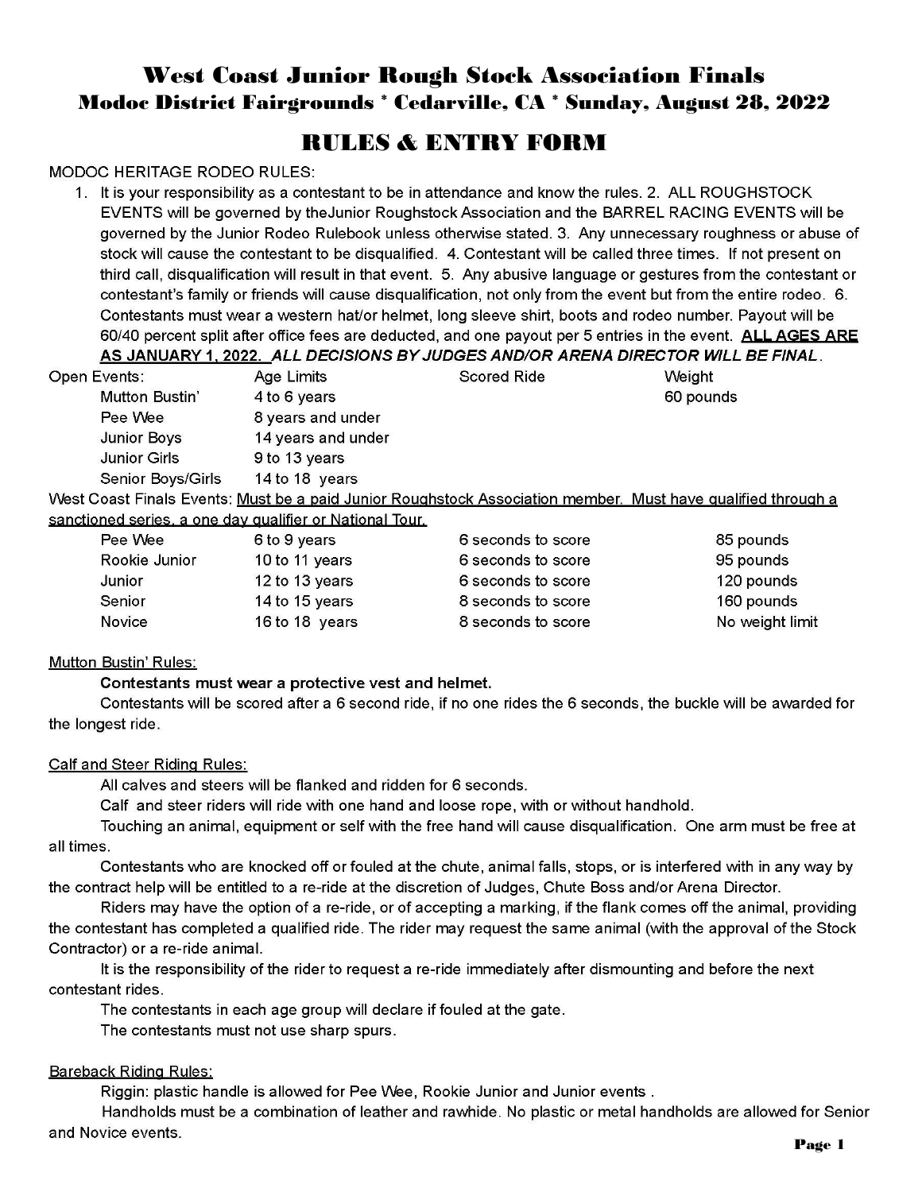# West Coast Junior Rough Stock Association Finals

## Modoc District Fairgrounds * Cedarville, CA * Sunday, August 28, 2022

## RULES & ENTRY FORM

MODOC HERITAGE RODEO RULES:

1. It is your responsibility as a contestant to be in attendance and know the rules. 2. ALL ROUGHSTOCK EVENTS will be governed by theJunior Roughstock Association and the BARREL RACING EVENTS will be governed by the Junior Rodeo Rulebook unless otherwise stated. 3. Any unnecessary roughness or abuse of stock will cause the contestant to be disqualified. 4. Contestant will be called three times. If not present on third call, disqualification will result in that event. 5. Any abusive language or gestures from the contestant or contestant's family or friends will cause disqualification, not only from the event but from the entire rodeo. 6. Contestants must wear a western hat/or helmet, long sleeve shirt, boots and rodeo number. Payout will be 60/40 percent split after office fees are deducted, and one payout per 5 entries in the event. **ALL AGES ARE AS JANUARY 1, 2022.** ***ALL DECISIONS BY JUDGES AND/OR ARENA DIRECTOR WILL BE FINAL.***

| Open Events: | Age Limits | Scored Ride | Weight |
|---|---|---|---|
| Mutton Bustin' | 4 to 6 years | | 60 pounds |
| Pee Wee | 8 years and under | | |
| Junior Boys | 14 years and under | | |
| Junior Girls | 9 to 13 years | | |
| Senior Boys/Girls | 14 to 18 years | | |

West Coast Finals Events: Must be a paid Junior Roughstock Association member. Must have qualified through a sanctioned series, a one day qualifier or National Tour.

| Event | Age Limits | Scored Ride | Weight |
|---|---|---|---|
| Pee Wee | 6 to 9 years | 6 seconds to score | 85 pounds |
| Rookie Junior | 10 to 11 years | 6 seconds to score | 95 pounds |
| Junior | 12 to 13 years | 6 seconds to score | 120 pounds |
| Senior | 14 to 15 years | 8 seconds to score | 160 pounds |
| Novice | 16 to 18 years | 8 seconds to score | No weight limit |

### Mutton Bustin' Rules:

**Contestants must wear a protective vest and helmet.**

Contestants will be scored after a 6 second ride, if no one rides the 6 seconds, the buckle will be awarded for the longest ride.

### Calf and Steer Riding Rules:

All calves and steers will be flanked and ridden for 6 seconds.

Calf and steer riders will ride with one hand and loose rope, with or without handhold.

Touching an animal, equipment or self with the free hand will cause disqualification. One arm must be free at all times.

Contestants who are knocked off or fouled at the chute, animal falls, stops, or is interfered with in any way by the contract help will be entitled to a re-ride at the discretion of Judges, Chute Boss and/or Arena Director.

Riders may have the option of a re-ride, or of accepting a marking, if the flank comes off the animal, providing the contestant has completed a qualified ride. The rider may request the same animal (with the approval of the Stock Contractor) or a re-ride animal.

It is the responsibility of the rider to request a re-ride immediately after dismounting and before the next contestant rides.

The contestants in each age group will declare if fouled at the gate.

The contestants must not use sharp spurs.

### Bareback Riding Rules:

Riggin: plastic handle is allowed for Pee Wee, Rookie Junior and Junior events .

Handholds must be a combination of leather and rawhide. No plastic or metal handholds are allowed for Senior and Novice events.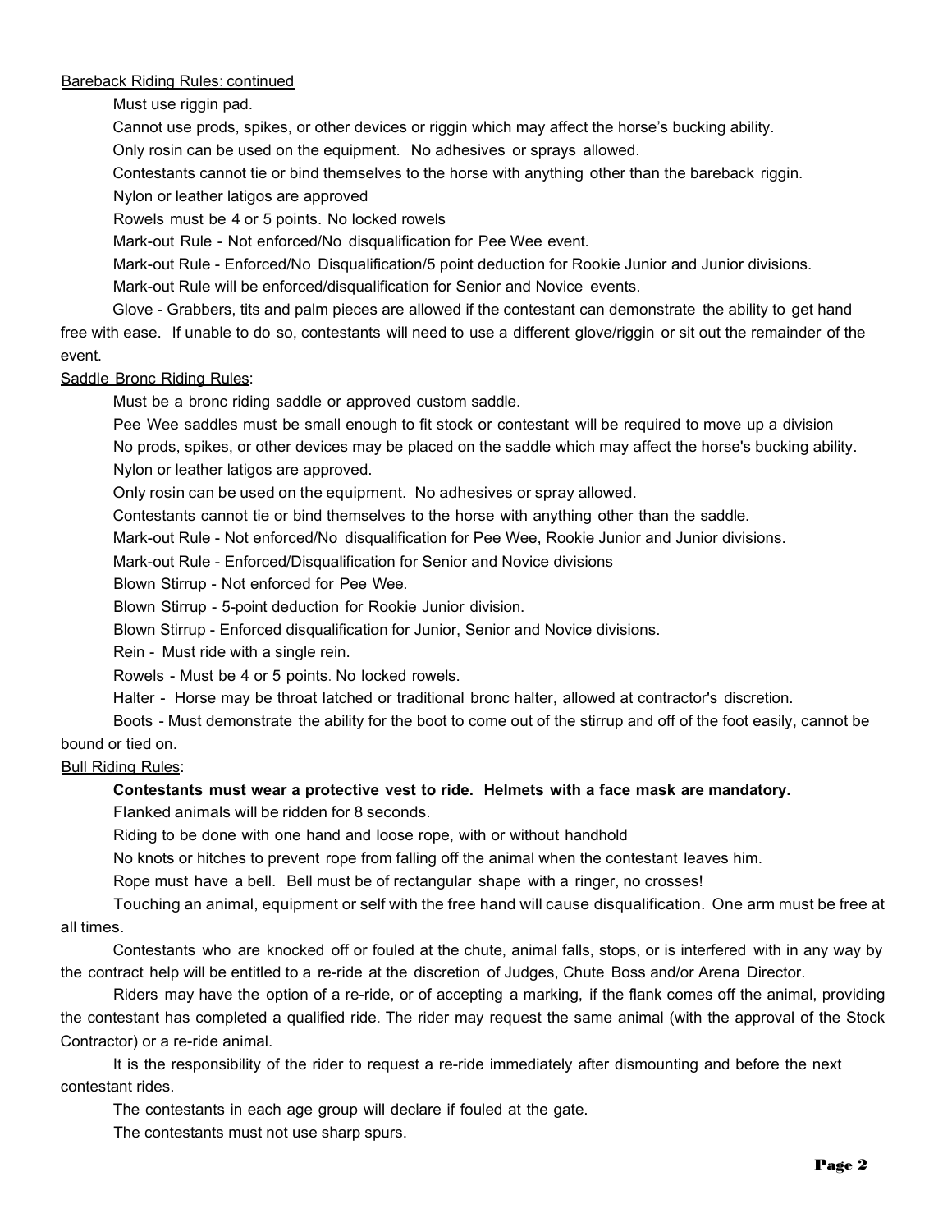Bareback Riding Rules: continued

Must use riggin pad.

Cannot use prods, spikes, or other devices or riggin which may affect the horse's bucking ability.

Only rosin can be used on the equipment. No adhesives or sprays allowed.

Contestants cannot tie or bind themselves to the horse with anything other than the bareback riggin.

Nylon or leather latigos are approved

Rowels must be 4 or 5 points. No locked rowels

Mark-out Rule - Not enforced/No disqualification for Pee Wee event.

Mark-out Rule - Enforced/No Disqualification/5 point deduction for Rookie Junior and Junior divisions.

Mark-out Rule will be enforced/disqualification for Senior and Novice events.

Glove - Grabbers, tits and palm pieces are allowed if the contestant can demonstrate the ability to get hand free with ease. If unable to do so, contestants will need to use a different glove/riggin or sit out the remainder of the event.

Saddle Bronc Riding Rules:

Must be a bronc riding saddle or approved custom saddle.

Pee Wee saddles must be small enough to fit stock or contestant will be required to move up a division

No prods, spikes, or other devices may be placed on the saddle which may affect the horse's bucking ability.

Nylon or leather latigos are approved.

Only rosin can be used on the equipment. No adhesives or spray allowed.

Contestants cannot tie or bind themselves to the horse with anything other than the saddle.

Mark-out Rule - Not enforced/No disqualification for Pee Wee, Rookie Junior and Junior divisions.

Mark-out Rule - Enforced/Disqualification for Senior and Novice divisions

Blown Stirrup - Not enforced for Pee Wee.

Blown Stirrup - 5-point deduction for Rookie Junior division.

Blown Stirrup - Enforced disqualification for Junior, Senior and Novice divisions.

Rein - Must ride with a single rein.

Rowels - Must be 4 or 5 points. No locked rowels.

Halter - Horse may be throat latched or traditional bronc halter, allowed at contractor's discretion.

Boots - Must demonstrate the ability for the boot to come out of the stirrup and off of the foot easily, cannot be bound or tied on.

Bull Riding Rules:

**Contestants must wear a protective vest to ride. Helmets with a face mask are mandatory.**

Flanked animals will be ridden for 8 seconds.

Riding to be done with one hand and loose rope, with or without handhold

No knots or hitches to prevent rope from falling off the animal when the contestant leaves him.

Rope must have a bell. Bell must be of rectangular shape with a ringer, no crosses!

Touching an animal, equipment or self with the free hand will cause disqualification. One arm must be free at all times.

Contestants who are knocked off or fouled at the chute, animal falls, stops, or is interfered with in any way by the contract help will be entitled to a re-ride at the discretion of Judges, Chute Boss and/or Arena Director.

Riders may have the option of a re-ride, or of accepting a marking, if the flank comes off the animal, providing the contestant has completed a qualified ride. The rider may request the same animal (with the approval of the Stock Contractor) or a re-ride animal.

It is the responsibility of the rider to request a re-ride immediately after dismounting and before the next contestant rides.

The contestants in each age group will declare if fouled at the gate.

The contestants must not use sharp spurs.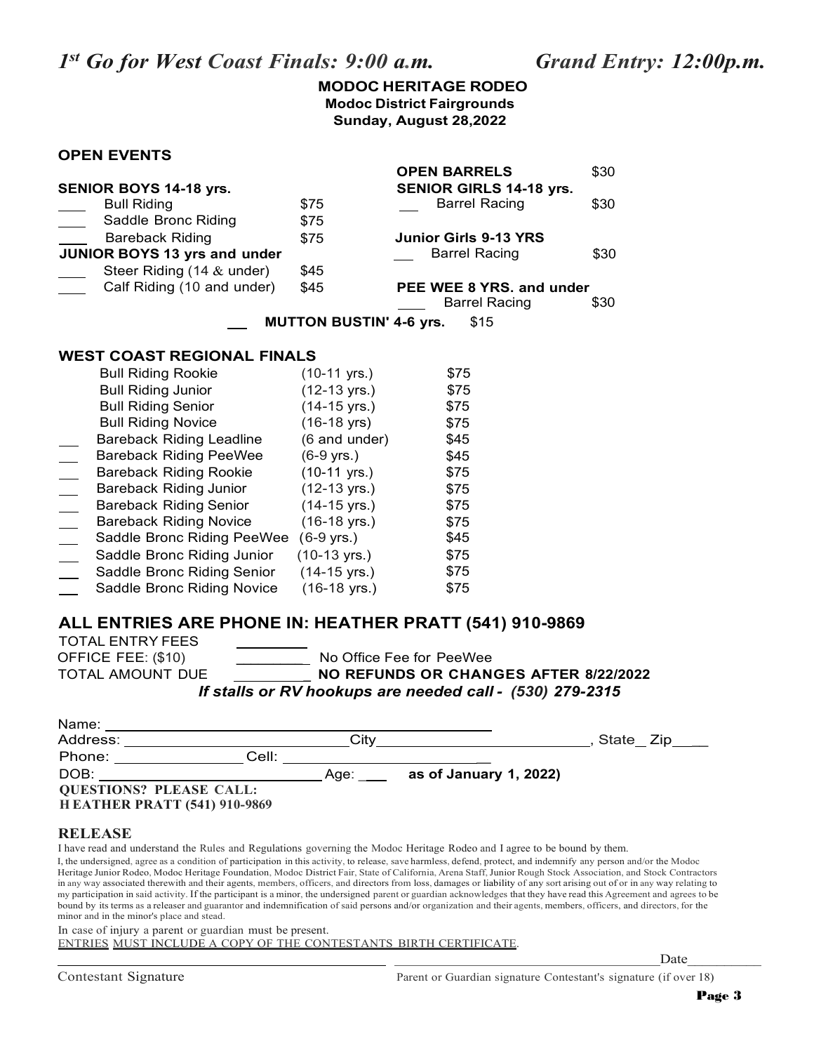*1st Go for West Coast Finals: 9:00 a.m.* *Grand Entry: 12:00p.m.*

**MODOC HERITAGE RODEO**
**Modoc District Fairgrounds**
**Sunday, August 28,2022**

## OPEN EVENTS

**SENIOR BOYS 14-18 yrs.**

| | Event | Fee |
|---|---|---|
| ___ | Bull Riding | $75 |
| ___ | Saddle Bronc Riding | $75 |
| ___ | Bareback Riding | $75 |

**JUNIOR BOYS 13 yrs and under**

| | Event | Fee |
|---|---|---|
| ___ | Steer Riding (14 & under) | $45 |
| ___ | Calf Riding (10 and under) | $45 |

**OPEN BARRELS** $30

**SENIOR GIRLS 14-18 yrs.**

___ Barrel Racing $30

**Junior Girls 9-13 YRS**

___ Barrel Racing $30

**PEE WEE 8 YRS. and under**

___ Barrel Racing $30

___ **MUTTON BUSTIN' 4-6 yrs.** $15

## WEST COAST REGIONAL FINALS

| | Event | Age | Fee |
|---|---|---|---|
| | Bull Riding Rookie | (10-11 yrs.) | $75 |
| | Bull Riding Junior | (12-13 yrs.) | $75 |
| | Bull Riding Senior | (14-15 yrs.) | $75 |
| | Bull Riding Novice | (16-18 yrs) | $75 |
| ___ | Bareback Riding Leadline | (6 and under) | $45 |
| ___ | Bareback Riding PeeWee | (6-9 yrs.) | $45 |
| ___ | Bareback Riding Rookie | (10-11 yrs.) | $75 |
| ___ | Bareback Riding Junior | (12-13 yrs.) | $75 |
| ___ | Bareback Riding Senior | (14-15 yrs.) | $75 |
| ___ | Bareback Riding Novice | (16-18 yrs.) | $75 |
| ___ | Saddle Bronc Riding PeeWee | (6-9 yrs.) | $45 |
| ___ | Saddle Bronc Riding Junior | (10-13 yrs.) | $75 |
| ___ | Saddle Bronc Riding Senior | (14-15 yrs.) | $75 |
| ___ | Saddle Bronc Riding Novice | (16-18 yrs.) | $75 |

## ALL ENTRIES ARE PHONE IN: HEATHER PRATT (541) 910-9869

TOTAL ENTRY FEES ________

OFFICE FEE: ($10) ________ No Office Fee for PeeWee

TOTAL AMOUNT DUE ________ **NO REFUNDS OR CHANGES AFTER 8/22/2022**

***If stalls or RV hookups are needed call - (530) 279-2315***

Name: ____________________

Address: ____________________ City ____________________, State__ Zip____

Phone: ____________ Cell: ____________________

DOB: ____________________ Age: ___ **as of January 1, 2022)**

**QUESTIONS? PLEASE CALL:**
**HEATHER PRATT (541) 910-9869**

### RELEASE

I have read and understand the Rules and Regulations governing the Modoc Heritage Rodeo and I agree to be bound by them.

I, the undersigned, agree as a condition of participation in this activity, to release, save harmless, defend, protect, and indemnify any person and/or the Modoc Heritage Junior Rodeo, Modoc Heritage Foundation, Modoc District Fair, State of California, Arena Staff, Junior Rough Stock Association, and Stock Contractors in any way associated therewith and their agents, members, officers, and directors from loss, damages or liability of any sort arising out of or in any way relating to my participation in said activity. If the participant is a minor, the undersigned parent or guardian acknowledges that they have read this Agreement and agrees to be bound by its terms as a releaser and guarantor and indemnification of said persons and/or organization and their agents, members, officers, and directors, for the minor and in the minor's place and stead.

In case of injury a parent or guardian must be present.

ENTRIES MUST INCLUDE A COPY OF THE CONTESTANTS BIRTH CERTIFICATE.

____________________ ____________________ Date__________

Contestant Signature Parent or Guardian signature Contestant's signature (if over 18)